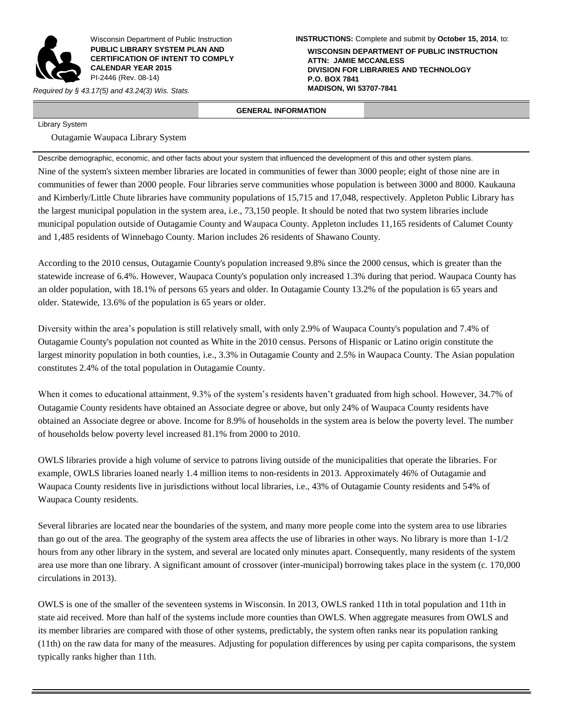Wisconsin Department of Public Instruction
**PUBLIC LIBRARY SYSTEM PLAN AND CERTIFICATION OF INTENT TO COMPLY CALENDAR YEAR 2015**
PI-2446 (Rev. 08-14)

*Required by § 43.17(5) and 43.24(3) Wis. Stats.*

**INSTRUCTIONS:** Complete and submit by **October 15, 2014**, to:

**WISCONSIN DEPARTMENT OF PUBLIC INSTRUCTION**
**ATTN: JAMIE MCCANLESS**
**DIVISION FOR LIBRARIES AND TECHNOLOGY**
**P.O. BOX 7841**
**MADISON, WI 53707-7841**

## GENERAL INFORMATION

Library System

Outagamie Waupaca Library System

Describe demographic, economic, and other facts about your system that influenced the development of this and other system plans.

Nine of the system's sixteen member libraries are located in communities of fewer than 3000 people; eight of those nine are in communities of fewer than 2000 people. Four libraries serve communities whose population is between 3000 and 8000. Kaukauna and Kimberly/Little Chute libraries have community populations of 15,715 and 17,048, respectively. Appleton Public Library has the largest municipal population in the system area, i.e., 73,150 people. It should be noted that two system libraries include municipal population outside of Outagamie County and Waupaca County. Appleton includes 11,165 residents of Calumet County and 1,485 residents of Winnebago County. Marion includes 26 residents of Shawano County.

According to the 2010 census, Outagamie County's population increased 9.8% since the 2000 census, which is greater than the statewide increase of 6.4%. However, Waupaca County's population only increased 1.3% during that period. Waupaca County has an older population, with 18.1% of persons 65 years and older. In Outagamie County 13.2% of the population is 65 years and older. Statewide, 13.6% of the population is 65 years or older.

Diversity within the area's population is still relatively small, with only 2.9% of Waupaca County's population and 7.4% of Outagamie County's population not counted as White in the 2010 census. Persons of Hispanic or Latino origin constitute the largest minority population in both counties, i.e., 3.3% in Outagamie County and 2.5% in Waupaca County. The Asian population constitutes 2.4% of the total population in Outagamie County.

When it comes to educational attainment, 9.3% of the system's residents haven't graduated from high school. However, 34.7% of Outagamie County residents have obtained an Associate degree or above, but only 24% of Waupaca County residents have obtained an Associate degree or above. Income for 8.9% of households in the system area is below the poverty level. The number of households below poverty level increased 81.1% from 2000 to 2010.

OWLS libraries provide a high volume of service to patrons living outside of the municipalities that operate the libraries. For example, OWLS libraries loaned nearly 1.4 million items to non-residents in 2013. Approximately 46% of Outagamie and Waupaca County residents live in jurisdictions without local libraries, i.e., 43% of Outagamie County residents and 54% of Waupaca County residents.

Several libraries are located near the boundaries of the system, and many more people come into the system area to use libraries than go out of the area. The geography of the system area affects the use of libraries in other ways. No library is more than 1-1/2 hours from any other library in the system, and several are located only minutes apart. Consequently, many residents of the system area use more than one library. A significant amount of crossover (inter-municipal) borrowing takes place in the system (c. 170,000 circulations in 2013).

OWLS is one of the smaller of the seventeen systems in Wisconsin. In 2013, OWLS ranked 11th in total population and 11th in state aid received. More than half of the systems include more counties than OWLS. When aggregate measures from OWLS and its member libraries are compared with those of other systems, predictably, the system often ranks near its population ranking (11th) on the raw data for many of the measures. Adjusting for population differences by using per capita comparisons, the system typically ranks higher than 11th.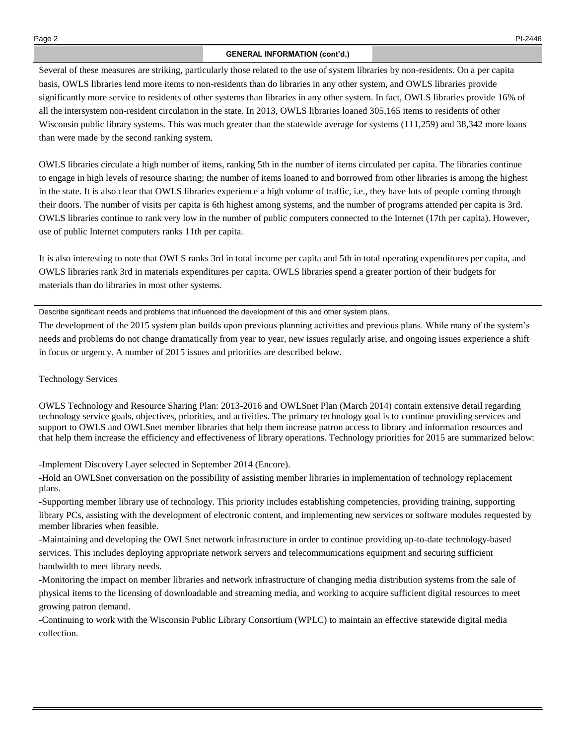## GENERAL INFORMATION (cont'd.)

Several of these measures are striking, particularly those related to the use of system libraries by non-residents. On a per capita basis, OWLS libraries lend more items to non-residents than do libraries in any other system, and OWLS libraries provide significantly more service to residents of other systems than libraries in any other system. In fact, OWLS libraries provide 16% of all the intersystem non-resident circulation in the state. In 2013, OWLS libraries loaned 305,165 items to residents of other Wisconsin public library systems. This was much greater than the statewide average for systems (111,259) and 38,342 more loans than were made by the second ranking system.

OWLS libraries circulate a high number of items, ranking 5th in the number of items circulated per capita. The libraries continue to engage in high levels of resource sharing; the number of items loaned to and borrowed from other libraries is among the highest in the state. It is also clear that OWLS libraries experience a high volume of traffic, i.e., they have lots of people coming through their doors. The number of visits per capita is 6th highest among systems, and the number of programs attended per capita is 3rd. OWLS libraries continue to rank very low in the number of public computers connected to the Internet (17th per capita). However, use of public Internet computers ranks 11th per capita.

It is also interesting to note that OWLS ranks 3rd in total income per capita and 5th in total operating expenditures per capita, and OWLS libraries rank 3rd in materials expenditures per capita. OWLS libraries spend a greater portion of their budgets for materials than do libraries in most other systems.

Describe significant needs and problems that influenced the development of this and other system plans.

The development of the 2015 system plan builds upon previous planning activities and previous plans. While many of the system's needs and problems do not change dramatically from year to year, new issues regularly arise, and ongoing issues experience a shift in focus or urgency. A number of 2015 issues and priorities are described below.

Technology Services

OWLS Technology and Resource Sharing Plan: 2013-2016 and OWLSnet Plan (March 2014) contain extensive detail regarding technology service goals, objectives, priorities, and activities. The primary technology goal is to continue providing services and support to OWLS and OWLSnet member libraries that help them increase patron access to library and information resources and that help them increase the efficiency and effectiveness of library operations. Technology priorities for 2015 are summarized below:

-Implement Discovery Layer selected in September 2014 (Encore).

-Hold an OWLSnet conversation on the possibility of assisting member libraries in implementation of technology replacement plans.

-Supporting member library use of technology. This priority includes establishing competencies, providing training, supporting library PCs, assisting with the development of electronic content, and implementing new services or software modules requested by member libraries when feasible.

-Maintaining and developing the OWLSnet network infrastructure in order to continue providing up-to-date technology-based services. This includes deploying appropriate network servers and telecommunications equipment and securing sufficient bandwidth to meet library needs.

-Monitoring the impact on member libraries and network infrastructure of changing media distribution systems from the sale of physical items to the licensing of downloadable and streaming media, and working to acquire sufficient digital resources to meet growing patron demand.

-Continuing to work with the Wisconsin Public Library Consortium (WPLC) to maintain an effective statewide digital media collection.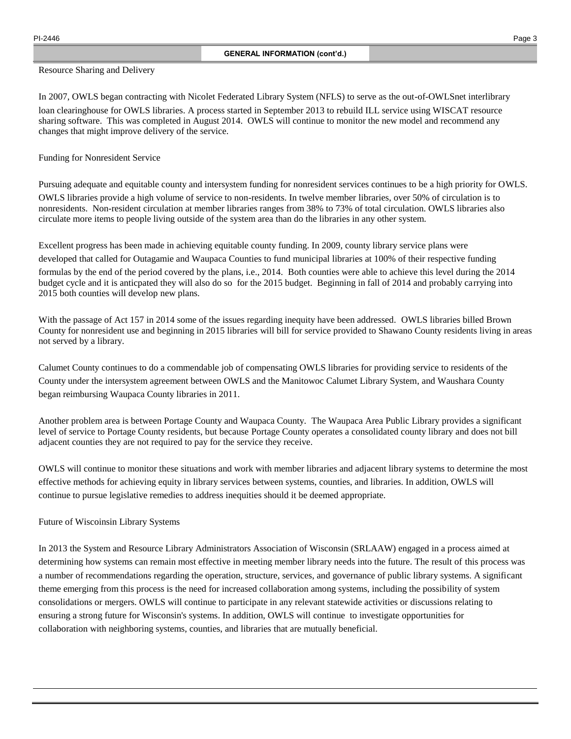## GENERAL INFORMATION (cont'd.)

Resource Sharing and Delivery

In 2007, OWLS began contracting with Nicolet Federated Library System (NFLS) to serve as the out-of-OWLSnet interlibrary loan clearinghouse for OWLS libraries. A process started in September 2013 to rebuild ILL service using WISCAT resource sharing software. This was completed in August 2014. OWLS will continue to monitor the new model and recommend any changes that might improve delivery of the service.

Funding for Nonresident Service

Pursuing adequate and equitable county and intersystem funding for nonresident services continues to be a high priority for OWLS. OWLS libraries provide a high volume of service to non-residents. In twelve member libraries, over 50% of circulation is to nonresidents. Non-resident circulation at member libraries ranges from 38% to 73% of total circulation. OWLS libraries also circulate more items to people living outside of the system area than do the libraries in any other system.

Excellent progress has been made in achieving equitable county funding. In 2009, county library service plans were developed that called for Outagamie and Waupaca Counties to fund municipal libraries at 100% of their respective funding formulas by the end of the period covered by the plans, i.e., 2014. Both counties were able to achieve this level during the 2014 budget cycle and it is anticpated they will also do so for the 2015 budget. Beginning in fall of 2014 and probably carrying into 2015 both counties will develop new plans.

With the passage of Act 157 in 2014 some of the issues regarding inequity have been addressed. OWLS libraries billed Brown County for nonresident use and beginning in 2015 libraries will bill for service provided to Shawano County residents living in areas not served by a library.

Calumet County continues to do a commendable job of compensating OWLS libraries for providing service to residents of the County under the intersystem agreement between OWLS and the Manitowoc Calumet Library System, and Waushara County began reimbursing Waupaca County libraries in 2011.

Another problem area is between Portage County and Waupaca County. The Waupaca Area Public Library provides a significant level of service to Portage County residents, but because Portage County operates a consolidated county library and does not bill adjacent counties they are not required to pay for the service they receive.

OWLS will continue to monitor these situations and work with member libraries and adjacent library systems to determine the most effective methods for achieving equity in library services between systems, counties, and libraries. In addition, OWLS will continue to pursue legislative remedies to address inequities should it be deemed appropriate.

Future of Wiscoinsin Library Systems

In 2013 the System and Resource Library Administrators Association of Wisconsin (SRLAAW) engaged in a process aimed at determining how systems can remain most effective in meeting member library needs into the future. The result of this process was a number of recommendations regarding the operation, structure, services, and governance of public library systems. A significant theme emerging from this process is the need for increased collaboration among systems, including the possibility of system consolidations or mergers. OWLS will continue to participate in any relevant statewide activities or discussions relating to ensuring a strong future for Wisconsin's systems. In addition, OWLS will continue to investigate opportunities for collaboration with neighboring systems, counties, and libraries that are mutually beneficial.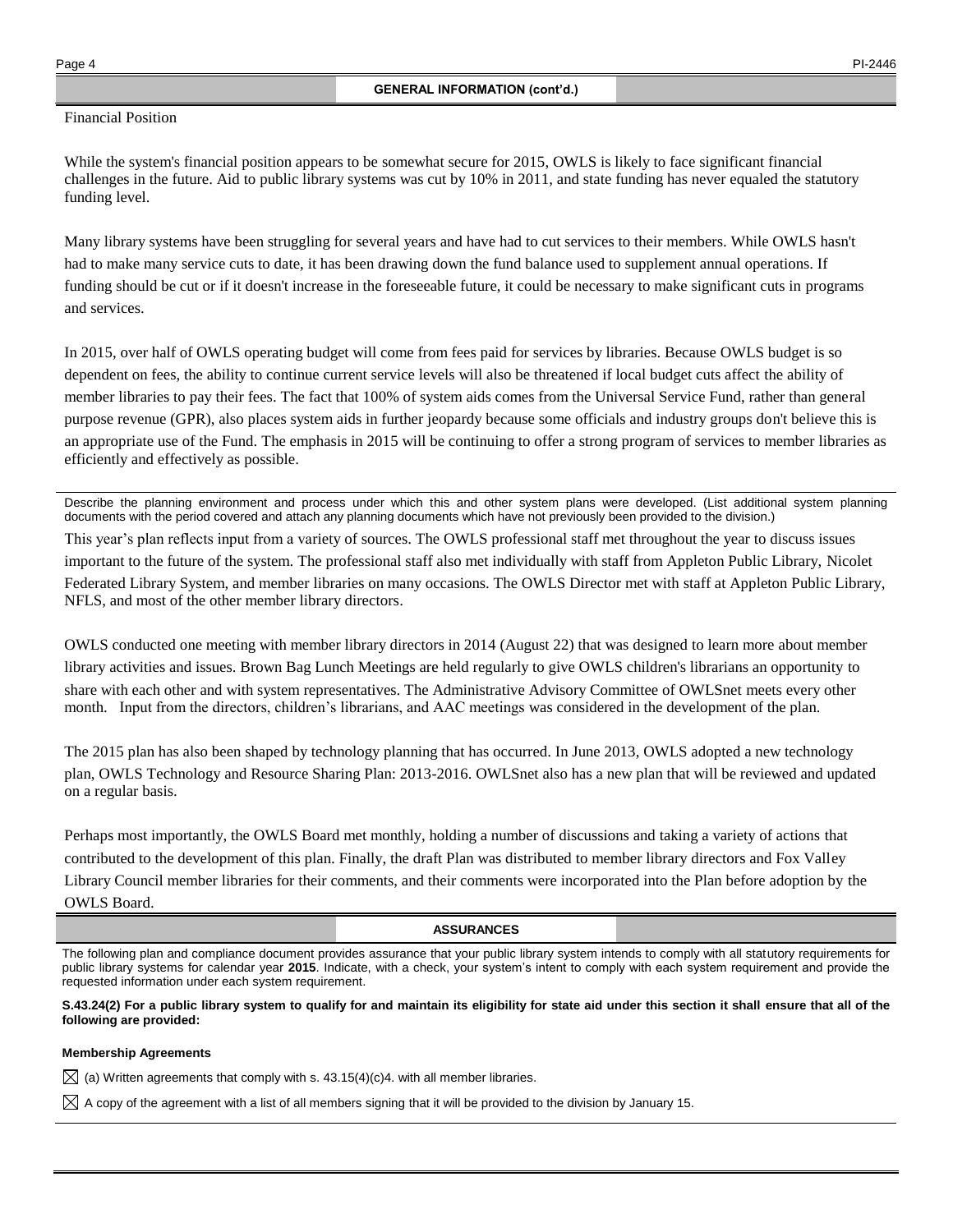## GENERAL INFORMATION (cont'd.)

Financial Position

While the system's financial position appears to be somewhat secure for 2015, OWLS is likely to face significant financial challenges in the future. Aid to public library systems was cut by 10% in 2011, and state funding has never equaled the statutory funding level.

Many library systems have been struggling for several years and have had to cut services to their members. While OWLS hasn't had to make many service cuts to date, it has been drawing down the fund balance used to supplement annual operations. If funding should be cut or if it doesn't increase in the foreseeable future, it could be necessary to make significant cuts in programs and services.

In 2015, over half of OWLS operating budget will come from fees paid for services by libraries. Because OWLS budget is so dependent on fees, the ability to continue current service levels will also be threatened if local budget cuts affect the ability of member libraries to pay their fees. The fact that 100% of system aids comes from the Universal Service Fund, rather than general purpose revenue (GPR), also places system aids in further jeopardy because some officials and industry groups don't believe this is an appropriate use of the Fund. The emphasis in 2015 will be continuing to offer a strong program of services to member libraries as efficiently and effectively as possible.

Describe the planning environment and process under which this and other system plans were developed. (List additional system planning documents with the period covered and attach any planning documents which have not previously been provided to the division.)

This year's plan reflects input from a variety of sources. The OWLS professional staff met throughout the year to discuss issues important to the future of the system. The professional staff also met individually with staff from Appleton Public Library, Nicolet Federated Library System, and member libraries on many occasions. The OWLS Director met with staff at Appleton Public Library, NFLS, and most of the other member library directors.

OWLS conducted one meeting with member library directors in 2014 (August 22) that was designed to learn more about member library activities and issues. Brown Bag Lunch Meetings are held regularly to give OWLS children's librarians an opportunity to share with each other and with system representatives. The Administrative Advisory Committee of OWLSnet meets every other month. Input from the directors, children's librarians, and AAC meetings was considered in the development of the plan.

The 2015 plan has also been shaped by technology planning that has occurred. In June 2013, OWLS adopted a new technology plan, OWLS Technology and Resource Sharing Plan: 2013-2016. OWLSnet also has a new plan that will be reviewed and updated on a regular basis.

Perhaps most importantly, the OWLS Board met monthly, holding a number of discussions and taking a variety of actions that contributed to the development of this plan. Finally, the draft Plan was distributed to member library directors and Fox Valley Library Council member libraries for their comments, and their comments were incorporated into the Plan before adoption by the OWLS Board.

## ASSURANCES

The following plan and compliance document provides assurance that your public library system intends to comply with all statutory requirements for public library systems for calendar year **2015**. Indicate, with a check, your system's intent to comply with each system requirement and provide the requested information under each system requirement.

**S.43.24(2) For a public library system to qualify for and maintain its eligibility for state aid under this section it shall ensure that all of the following are provided:**

**Membership Agreements**

☒ (a) Written agreements that comply with s. 43.15(4)(c)4. with all member libraries.

☒ A copy of the agreement with a list of all members signing that it will be provided to the division by January 15.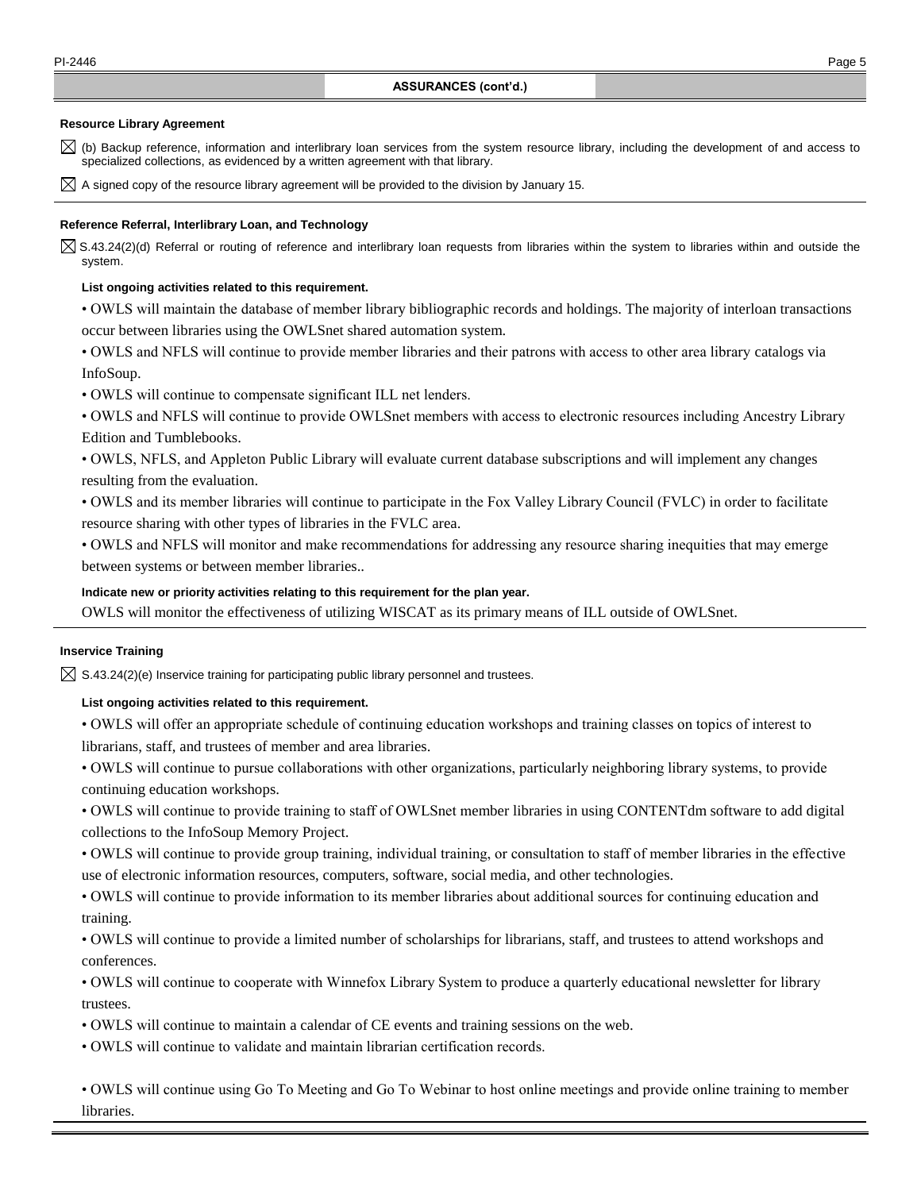## ASSURANCES (cont'd.)

**Resource Library Agreement**

☒ (b) Backup reference, information and interlibrary loan services from the system resource library, including the development of and access to specialized collections, as evidenced by a written agreement with that library.

☒ A signed copy of the resource library agreement will be provided to the division by January 15.

**Reference Referral, Interlibrary Loan, and Technology**

☒ S.43.24(2)(d) Referral or routing of reference and interlibrary loan requests from libraries within the system to libraries within and outside the system.

**List ongoing activities related to this requirement.**

- OWLS will maintain the database of member library bibliographic records and holdings. The majority of interloan transactions occur between libraries using the OWLSnet shared automation system.
- OWLS and NFLS will continue to provide member libraries and their patrons with access to other area library catalogs via InfoSoup.
- OWLS will continue to compensate significant ILL net lenders.
- OWLS and NFLS will continue to provide OWLSnet members with access to electronic resources including Ancestry Library Edition and Tumblebooks.
- OWLS, NFLS, and Appleton Public Library will evaluate current database subscriptions and will implement any changes resulting from the evaluation.
- OWLS and its member libraries will continue to participate in the Fox Valley Library Council (FVLC) in order to facilitate resource sharing with other types of libraries in the FVLC area.
- OWLS and NFLS will monitor and make recommendations for addressing any resource sharing inequities that may emerge between systems or between member libraries..

**Indicate new or priority activities relating to this requirement for the plan year.**

OWLS will monitor the effectiveness of utilizing WISCAT as its primary means of ILL outside of OWLSnet.

**Inservice Training**

☒ S.43.24(2)(e) Inservice training for participating public library personnel and trustees.

**List ongoing activities related to this requirement.**

- OWLS will offer an appropriate schedule of continuing education workshops and training classes on topics of interest to librarians, staff, and trustees of member and area libraries.
- OWLS will continue to pursue collaborations with other organizations, particularly neighboring library systems, to provide continuing education workshops.
- OWLS will continue to provide training to staff of OWLSnet member libraries in using CONTENTdm software to add digital collections to the InfoSoup Memory Project.
- OWLS will continue to provide group training, individual training, or consultation to staff of member libraries in the effective use of electronic information resources, computers, software, social media, and other technologies.
- OWLS will continue to provide information to its member libraries about additional sources for continuing education and training.
- OWLS will continue to provide a limited number of scholarships for librarians, staff, and trustees to attend workshops and conferences.
- OWLS will continue to cooperate with Winnefox Library System to produce a quarterly educational newsletter for library trustees.
- OWLS will continue to maintain a calendar of CE events and training sessions on the web.
- OWLS will continue to validate and maintain librarian certification records.
- OWLS will continue using Go To Meeting and Go To Webinar to host online meetings and provide online training to member libraries.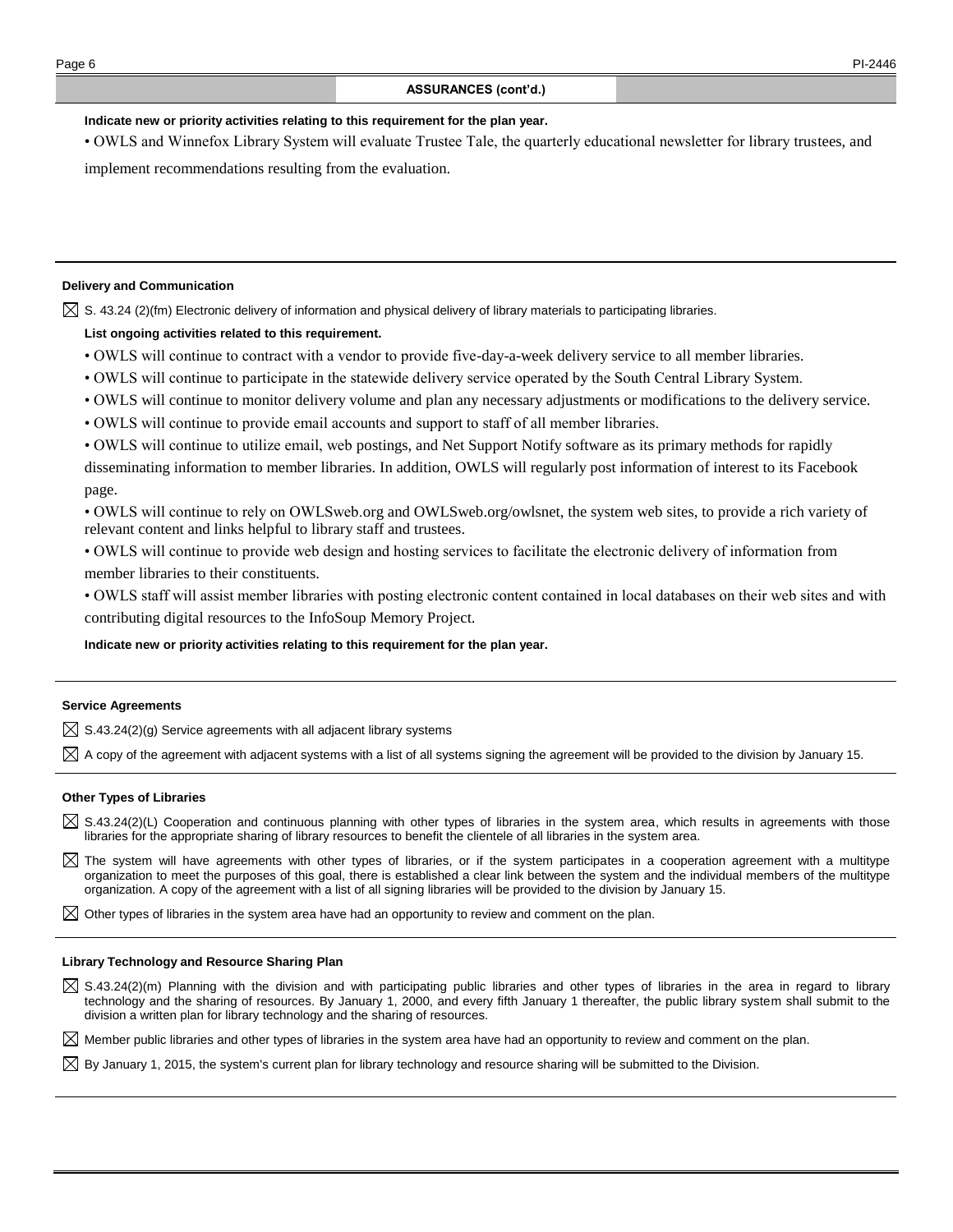## ASSURANCES (cont'd.)

**Indicate new or priority activities relating to this requirement for the plan year.**

• OWLS and Winnefox Library System will evaluate Trustee Tale, the quarterly educational newsletter for library trustees, and implement recommendations resulting from the evaluation.

---

### Delivery and Communication

☒ S. 43.24 (2)(fm) Electronic delivery of information and physical delivery of library materials to participating libraries.

**List ongoing activities related to this requirement.**

• OWLS will continue to contract with a vendor to provide five-day-a-week delivery service to all member libraries.

• OWLS will continue to participate in the statewide delivery service operated by the South Central Library System.

• OWLS will continue to monitor delivery volume and plan any necessary adjustments or modifications to the delivery service.

• OWLS will continue to provide email accounts and support to staff of all member libraries.

• OWLS will continue to utilize email, web postings, and Net Support Notify software as its primary methods for rapidly disseminating information to member libraries. In addition, OWLS will regularly post information of interest to its Facebook page.

• OWLS will continue to rely on OWLSweb.org and OWLSweb.org/owlsnet, the system web sites, to provide a rich variety of relevant content and links helpful to library staff and trustees.

• OWLS will continue to provide web design and hosting services to facilitate the electronic delivery of information from member libraries to their constituents.

• OWLS staff will assist member libraries with posting electronic content contained in local databases on their web sites and with contributing digital resources to the InfoSoup Memory Project.

**Indicate new or priority activities relating to this requirement for the plan year.**

---

### Service Agreements

☒ S.43.24(2)(g) Service agreements with all adjacent library systems

☒ A copy of the agreement with adjacent systems with a list of all systems signing the agreement will be provided to the division by January 15.

---

### Other Types of Libraries

☒ S.43.24(2)(L) Cooperation and continuous planning with other types of libraries in the system area, which results in agreements with those libraries for the appropriate sharing of library resources to benefit the clientele of all libraries in the system area.

☒ The system will have agreements with other types of libraries, or if the system participates in a cooperation agreement with a multitype organization to meet the purposes of this goal, there is established a clear link between the system and the individual members of the multitype organization. A copy of the agreement with a list of all signing libraries will be provided to the division by January 15.

☒ Other types of libraries in the system area have had an opportunity to review and comment on the plan.

---

### Library Technology and Resource Sharing Plan

☒ S.43.24(2)(m) Planning with the division and with participating public libraries and other types of libraries in the area in regard to library technology and the sharing of resources. By January 1, 2000, and every fifth January 1 thereafter, the public library system shall submit to the division a written plan for library technology and the sharing of resources.

☒ Member public libraries and other types of libraries in the system area have had an opportunity to review and comment on the plan.

☒ By January 1, 2015, the system's current plan for library technology and resource sharing will be submitted to the Division.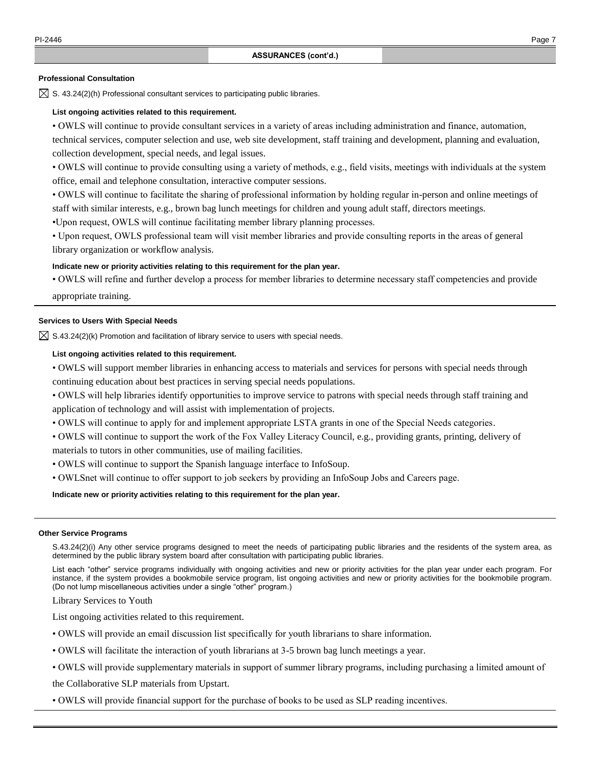## ASSURANCES (cont'd.)

### Professional Consultation

☒ S. 43.24(2)(h) Professional consultant services to participating public libraries.

**List ongoing activities related to this requirement.**

- OWLS will continue to provide consultant services in a variety of areas including administration and finance, automation, technical services, computer selection and use, web site development, staff training and development, planning and evaluation, collection development, special needs, and legal issues.
- OWLS will continue to provide consulting using a variety of methods, e.g., field visits, meetings with individuals at the system office, email and telephone consultation, interactive computer sessions.
- OWLS will continue to facilitate the sharing of professional information by holding regular in-person and online meetings of staff with similar interests, e.g., brown bag lunch meetings for children and young adult staff, directors meetings.
- Upon request, OWLS will continue facilitating member library planning processes.
- Upon request, OWLS professional team will visit member libraries and provide consulting reports in the areas of general library organization or workflow analysis.

**Indicate new or priority activities relating to this requirement for the plan year.**

- OWLS will refine and further develop a process for member libraries to determine necessary staff competencies and provide appropriate training.

### Services to Users With Special Needs

☒ S.43.24(2)(k) Promotion and facilitation of library service to users with special needs.

**List ongoing activities related to this requirement.**

- OWLS will support member libraries in enhancing access to materials and services for persons with special needs through continuing education about best practices in serving special needs populations.
- OWLS will help libraries identify opportunities to improve service to patrons with special needs through staff training and application of technology and will assist with implementation of projects.
- OWLS will continue to apply for and implement appropriate LSTA grants in one of the Special Needs categories.
- OWLS will continue to support the work of the Fox Valley Literacy Council, e.g., providing grants, printing, delivery of materials to tutors in other communities, use of mailing facilities.
- OWLS will continue to support the Spanish language interface to InfoSoup.
- OWLSnet will continue to offer support to job seekers by providing an InfoSoup Jobs and Careers page.

**Indicate new or priority activities relating to this requirement for the plan year.**

### Other Service Programs

S.43.24(2)(i) Any other service programs designed to meet the needs of participating public libraries and the residents of the system area, as determined by the public library system board after consultation with participating public libraries.

List each "other" service programs individually with ongoing activities and new or priority activities for the plan year under each program. For instance, if the system provides a bookmobile service program, list ongoing activities and new or priority activities for the bookmobile program. (Do not lump miscellaneous activities under a single "other" program.)

Library Services to Youth

List ongoing activities related to this requirement.

- OWLS will provide an email discussion list specifically for youth librarians to share information.
- OWLS will facilitate the interaction of youth librarians at 3-5 brown bag lunch meetings a year.
- OWLS will provide supplementary materials in support of summer library programs, including purchasing a limited amount of the Collaborative SLP materials from Upstart.
- OWLS will provide financial support for the purchase of books to be used as SLP reading incentives.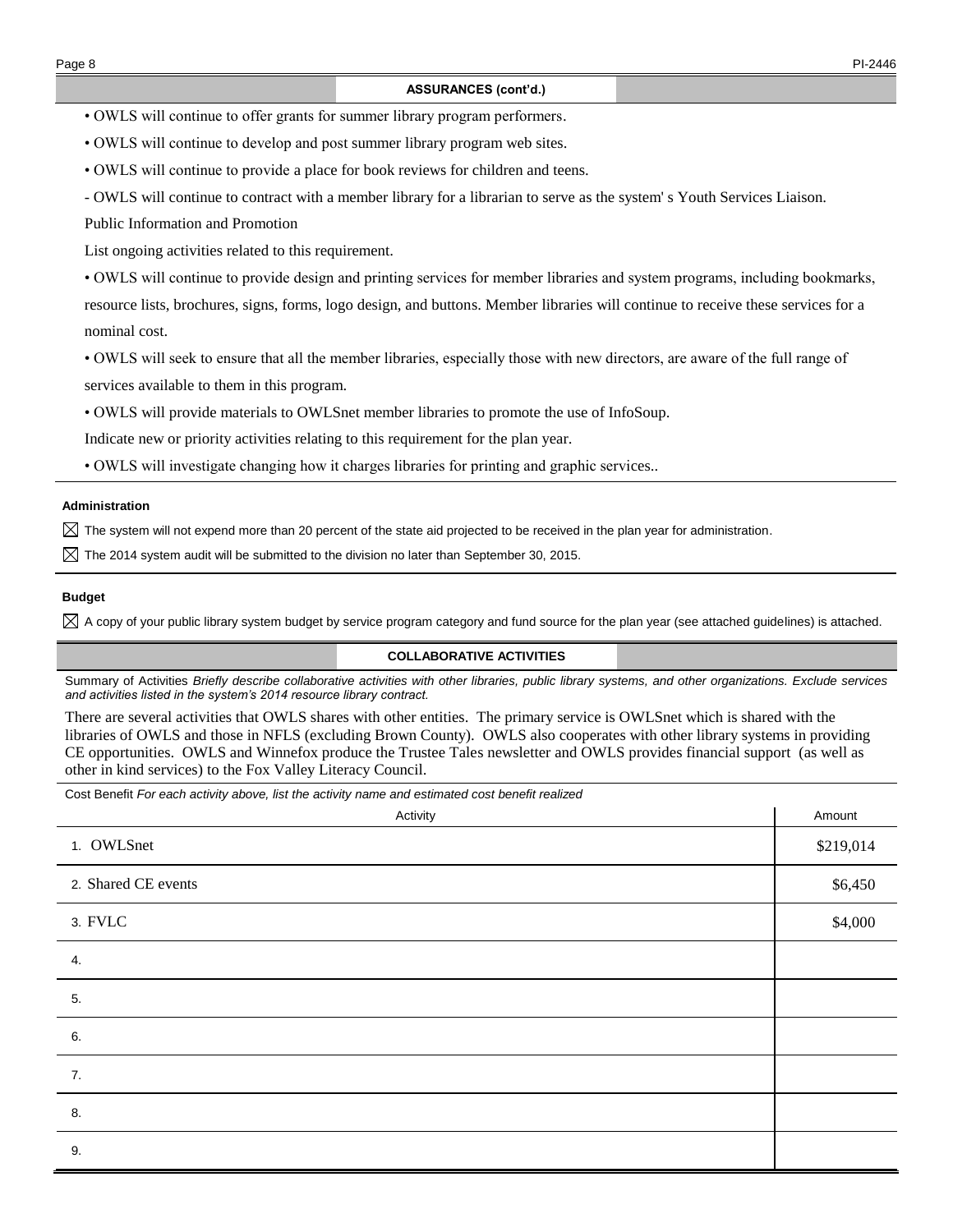## ASSURANCES (cont'd.)

• OWLS will continue to offer grants for summer library program performers.

• OWLS will continue to develop and post summer library program web sites.

• OWLS will continue to provide a place for book reviews for children and teens.

- OWLS will continue to contract with a member library for a librarian to serve as the system' s Youth Services Liaison.

Public Information and Promotion

List ongoing activities related to this requirement.

• OWLS will continue to provide design and printing services for member libraries and system programs, including bookmarks, resource lists, brochures, signs, forms, logo design, and buttons. Member libraries will continue to receive these services for a nominal cost.

• OWLS will seek to ensure that all the member libraries, especially those with new directors, are aware of the full range of services available to them in this program.

• OWLS will provide materials to OWLSnet member libraries to promote the use of InfoSoup.

Indicate new or priority activities relating to this requirement for the plan year.

• OWLS will investigate changing how it charges libraries for printing and graphic services..

### Administration

☒ The system will not expend more than 20 percent of the state aid projected to be received in the plan year for administration.

☒ The 2014 system audit will be submitted to the division no later than September 30, 2015.

### Budget

☒ A copy of your public library system budget by service program category and fund source for the plan year (see attached guidelines) is attached.

## COLLABORATIVE ACTIVITIES

Summary of Activities *Briefly describe collaborative activities with other libraries, public library systems, and other organizations. Exclude services and activities listed in the system's 2014 resource library contract.*

There are several activities that OWLS shares with other entities. The primary service is OWLSnet which is shared with the libraries of OWLS and those in NFLS (excluding Brown County). OWLS also cooperates with other library systems in providing CE opportunities. OWLS and Winnefox produce the Trustee Tales newsletter and OWLS provides financial support (as well as other in kind services) to the Fox Valley Literacy Council.

Cost Benefit *For each activity above, list the activity name and estimated cost benefit realized*

| Activity | Amount |
| --- | --- |
| 1. OWLSnet | $219,014 |
| 2. Shared CE events | $6,450 |
| 3. FVLC | $4,000 |
| 4. | |
| 5. | |
| 6. | |
| 7. | |
| 8. | |
| 9. | |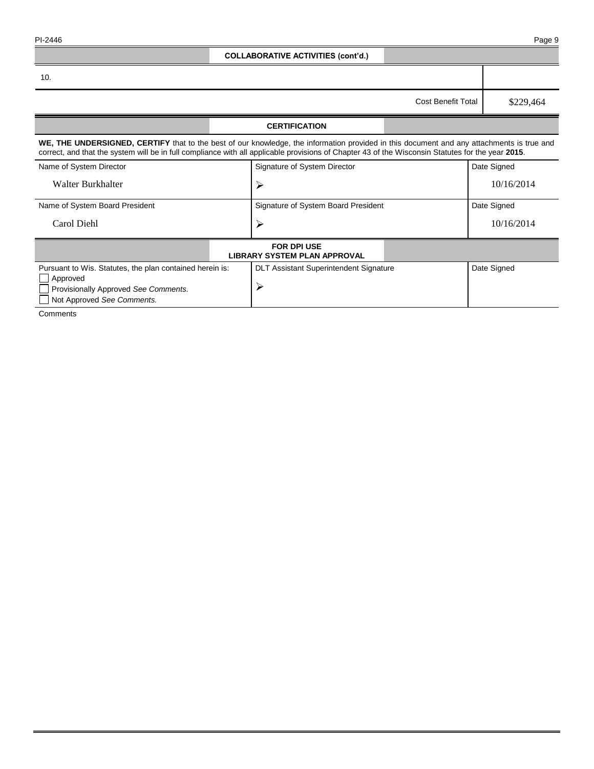## COLLABORATIVE ACTIVITIES (cont'd.)

| | |
|---|---|
| 10. | |
| Cost Benefit Total | $229,464 |

## CERTIFICATION

**WE, THE UNDERSIGNED, CERTIFY** that to the best of our knowledge, the information provided in this document and any attachments is true and correct, and that the system will be in full compliance with all applicable provisions of Chapter 43 of the Wisconsin Statutes for the year **2015**.

| Name of System Director | Signature of System Director | Date Signed |
|---|---|---|
| Walter Burkhalter | ➢ | 10/16/2014 |
| **Name of System Board President** | **Signature of System Board President** | **Date Signed** |
| Carol Diehl | ➢ | 10/16/2014 |

## FOR DPI USE
## LIBRARY SYSTEM PLAN APPROVAL

| Pursuant to Wis. Statutes, the plan contained herein is: | DLT Assistant Superintendent Signature | Date Signed |
|---|---|---|
| ☐ Approved<br>☐ Provisionally Approved *See Comments.*<br>☐ Not Approved *See Comments.* | ➢ | |

Comments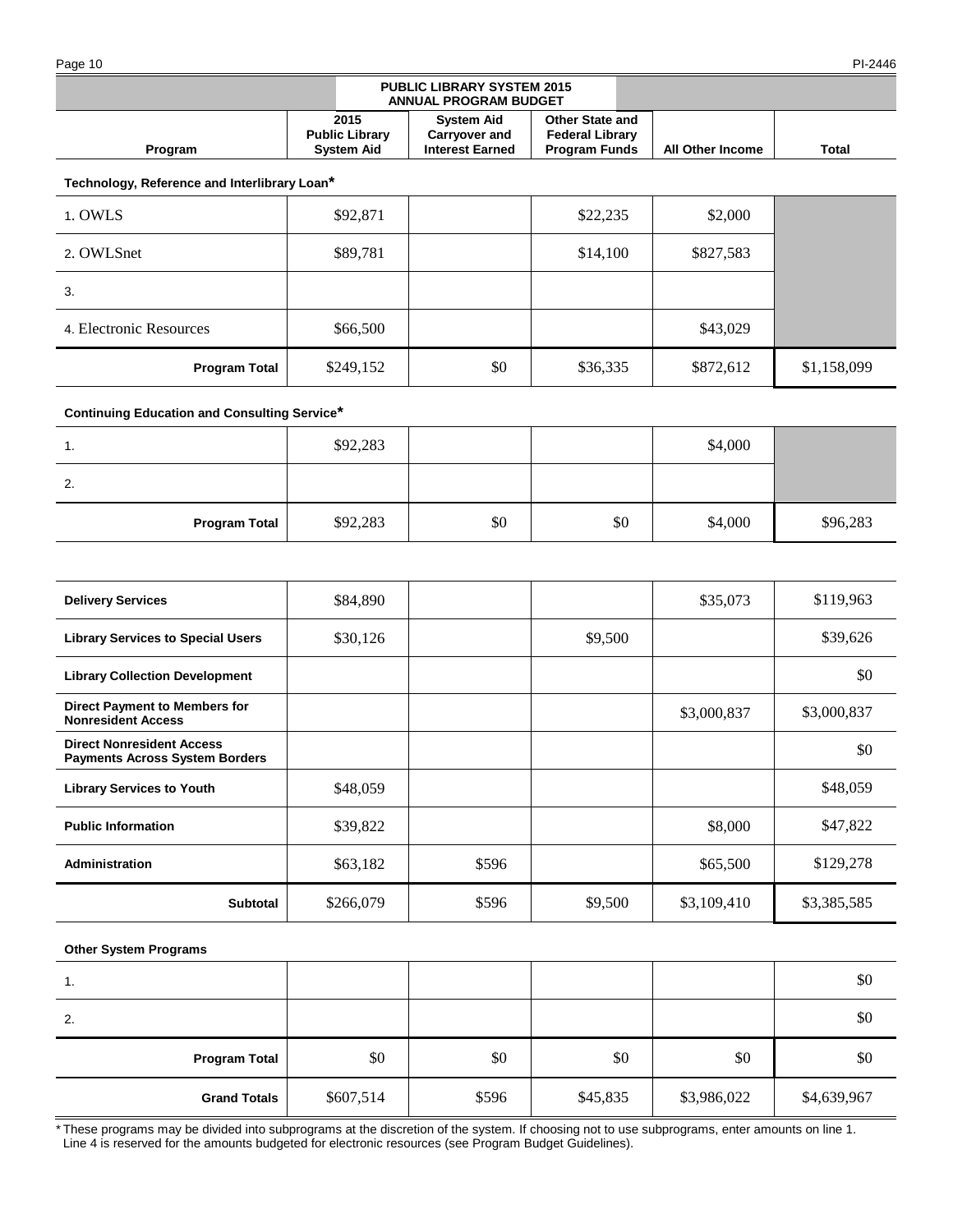## PUBLIC LIBRARY SYSTEM 2015 ANNUAL PROGRAM BUDGET

| Program | 2015 Public Library System Aid | System Aid Carryover and Interest Earned | Other State and Federal Library Program Funds | All Other Income | Total |
|---|---|---|---|---|---|
| **Technology, Reference and Interlibrary Loan*** | | | | | |
| 1. OWLS | $92,871 | | $22,235 | $2,000 | |
| 2. OWLSnet | $89,781 | | $14,100 | $827,583 | |
| 3. | | | | | |
| 4. Electronic Resources | $66,500 | | | $43,029 | |
| **Program Total** | $249,152 | $0 | $36,335 | $872,612 | $1,158,099 |
| **Continuing Education and Consulting Service*** | | | | | |
| 1. | $92,283 | | | $4,000 | |
| 2. | | | | | |
| **Program Total** | $92,283 | $0 | $0 | $4,000 | $96,283 |
| **Delivery Services** | $84,890 | | | $35,073 | $119,963 |
| **Library Services to Special Users** | $30,126 | | $9,500 | | $39,626 |
| **Library Collection Development** | | | | | $0 |
| **Direct Payment to Members for Nonresident Access** | | | | $3,000,837 | $3,000,837 |
| **Direct Nonresident Access Payments Across System Borders** | | | | | $0 |
| **Library Services to Youth** | $48,059 | | | | $48,059 |
| **Public Information** | $39,822 | | | $8,000 | $47,822 |
| **Administration** | $63,182 | $596 | | $65,500 | $129,278 |
| **Subtotal** | $266,079 | $596 | $9,500 | $3,109,410 | $3,385,585 |
| **Other System Programs** | | | | | |
| 1. | | | | | $0 |
| 2. | | | | | $0 |
| **Program Total** | $0 | $0 | $0 | $0 | $0 |
| **Grand Totals** | $607,514 | $596 | $45,835 | $3,986,022 | $4,639,967 |

* These programs may be divided into subprograms at the discretion of the system. If choosing not to use subprograms, enter amounts on line 1. Line 4 is reserved for the amounts budgeted for electronic resources (see Program Budget Guidelines).